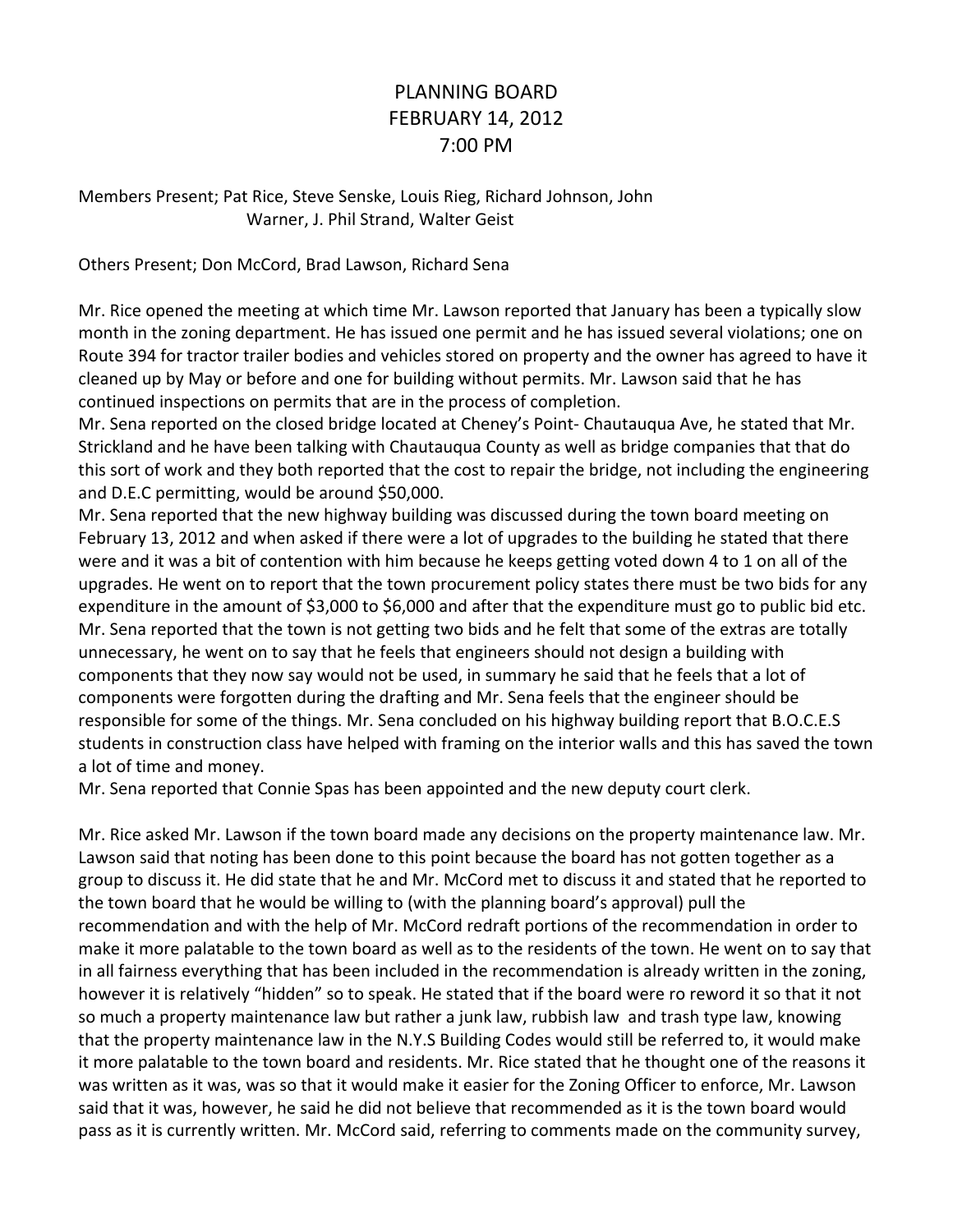# PLANNING BOARD
# FEBRUARY 14, 2012
# 7:00 PM

Members Present; Pat Rice, Steve Senske, Louis Rieg, Richard Johnson, John Warner, J. Phil Strand, Walter Geist

Others Present; Don McCord, Brad Lawson, Richard Sena

Mr. Rice opened the meeting at which time Mr. Lawson reported that January has been a typically slow month in the zoning department. He has issued one permit and he has issued several violations; one on Route 394 for tractor trailer bodies and vehicles stored on property and the owner has agreed to have it cleaned up by May or before and one for building without permits. Mr. Lawson said that he has continued inspections on permits that are in the process of completion.
Mr. Sena reported on the closed bridge located at Cheney's Point- Chautauqua Ave, he stated that Mr. Strickland and he have been talking with Chautauqua County as well as bridge companies that that do this sort of work and they both reported that the cost to repair the bridge, not including the engineering and D.E.C permitting, would be around $50,000.
Mr. Sena reported that the new highway building was discussed during the town board meeting on February 13, 2012 and when asked if there were a lot of upgrades to the building he stated that there were and it was a bit of contention with him because he keeps getting voted down 4 to 1 on all of the upgrades. He went on to report that the town procurement policy states there must be two bids for any expenditure in the amount of $3,000 to $6,000 and after that the expenditure must go to public bid etc. Mr. Sena reported that the town is not getting two bids and he felt that some of the extras are totally unnecessary, he went on to say that he feels that engineers should not design a building with components that they now say would not be used, in summary he said that he feels that a lot of components were forgotten during the drafting and Mr. Sena feels that the engineer should be responsible for some of the things. Mr. Sena concluded on his highway building report that B.O.C.E.S students in construction class have helped with framing on the interior walls and this has saved the town a lot of time and money.
Mr. Sena reported that Connie Spas has been appointed and the new deputy court clerk.

Mr. Rice asked Mr. Lawson if the town board made any decisions on the property maintenance law. Mr. Lawson said that noting has been done to this point because the board has not gotten together as a group to discuss it. He did state that he and Mr. McCord met to discuss it and stated that he reported to the town board that he would be willing to (with the planning board's approval) pull the recommendation and with the help of Mr. McCord redraft portions of the recommendation in order to make it more palatable to the town board as well as to the residents of the town. He went on to say that in all fairness everything that has been included in the recommendation is already written in the zoning, however it is relatively "hidden" so to speak. He stated that if the board were ro reword it so that it not so much a property maintenance law but rather a junk law, rubbish law and trash type law, knowing that the property maintenance law in the N.Y.S Building Codes would still be referred to, it would make it more palatable to the town board and residents. Mr. Rice stated that he thought one of the reasons it was written as it was, was so that it would make it easier for the Zoning Officer to enforce, Mr. Lawson said that it was, however, he said he did not believe that recommended as it is the town board would pass as it is currently written. Mr. McCord said, referring to comments made on the community survey,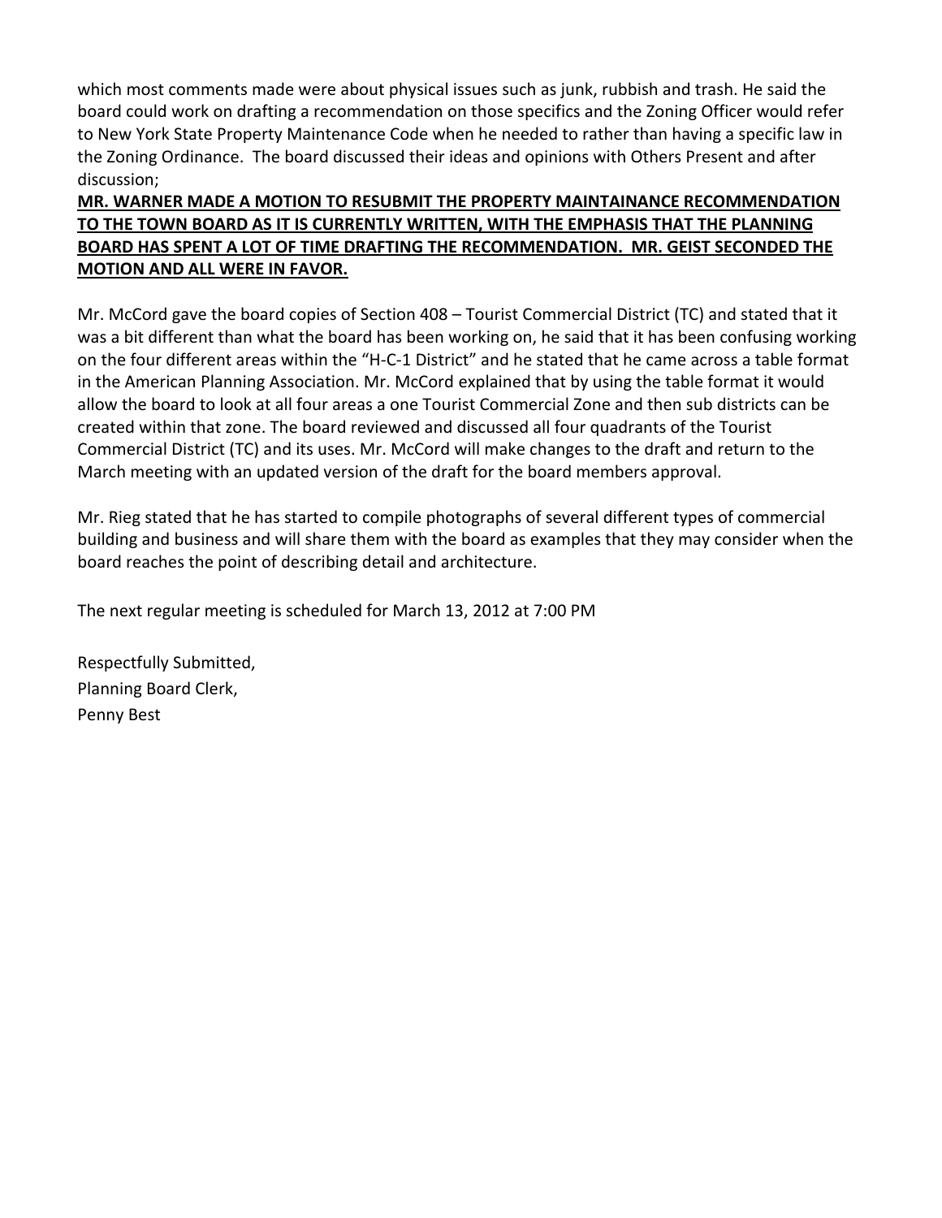which most comments made were about physical issues such as junk, rubbish and trash. He said the board could work on drafting a recommendation on those specifics and the Zoning Officer would refer to New York State Property Maintenance Code when he needed to rather than having a specific law in the Zoning Ordinance. The board discussed their ideas and opinions with Others Present and after discussion;

**<u>MR. WARNER MADE A MOTION TO RESUBMIT THE PROPERTY MAINTAINANCE RECOMMENDATION TO THE TOWN BOARD AS IT IS CURRENTLY WRITTEN, WITH THE EMPHASIS THAT THE PLANNING BOARD HAS SPENT A LOT OF TIME DRAFTING THE RECOMMENDATION. MR. GEIST SECONDED THE MOTION AND ALL WERE IN FAVOR.</u>**

Mr. McCord gave the board copies of Section 408 – Tourist Commercial District (TC) and stated that it was a bit different than what the board has been working on, he said that it has been confusing working on the four different areas within the "H-C-1 District" and he stated that he came across a table format in the American Planning Association. Mr. McCord explained that by using the table format it would allow the board to look at all four areas a one Tourist Commercial Zone and then sub districts can be created within that zone. The board reviewed and discussed all four quadrants of the Tourist Commercial District (TC) and its uses. Mr. McCord will make changes to the draft and return to the March meeting with an updated version of the draft for the board members approval.

Mr. Rieg stated that he has started to compile photographs of several different types of commercial building and business and will share them with the board as examples that they may consider when the board reaches the point of describing detail and architecture.

The next regular meeting is scheduled for March 13, 2012 at 7:00 PM

Respectfully Submitted,
Planning Board Clerk,
Penny Best